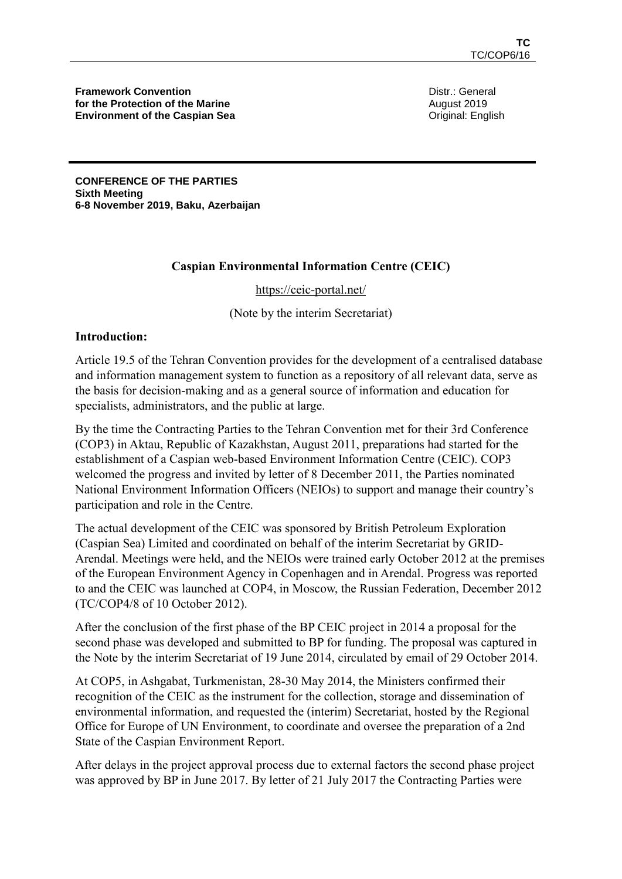**Framework Convention for the Protection of the Marine Environment of the Caspian Sea**

Distr.: General
August 2019
Original: English

**CONFERENCE OF THE PARTIES**
**Sixth Meeting**
**6-8 November 2019, Baku, Azerbaijan**

## Caspian Environmental Information Centre (CEIC)

https://ceic-portal.net/

(Note by the interim Secretariat)

### Introduction:

Article 19.5 of the Tehran Convention provides for the development of a centralised database and information management system to function as a repository of all relevant data, serve as the basis for decision-making and as a general source of information and education for specialists, administrators, and the public at large.

By the time the Contracting Parties to the Tehran Convention met for their 3rd Conference (COP3) in Aktau, Republic of Kazakhstan, August 2011, preparations had started for the establishment of a Caspian web-based Environment Information Centre (CEIC). COP3 welcomed the progress and invited by letter of 8 December 2011, the Parties nominated National Environment Information Officers (NEIOs) to support and manage their country's participation and role in the Centre.

The actual development of the CEIC was sponsored by British Petroleum Exploration (Caspian Sea) Limited and coordinated on behalf of the interim Secretariat by GRID-Arendal. Meetings were held, and the NEIOs were trained early October 2012 at the premises of the European Environment Agency in Copenhagen and in Arendal. Progress was reported to and the CEIC was launched at COP4, in Moscow, the Russian Federation, December 2012 (TC/COP4/8 of 10 October 2012).

After the conclusion of the first phase of the BP CEIC project in 2014 a proposal for the second phase was developed and submitted to BP for funding. The proposal was captured in the Note by the interim Secretariat of 19 June 2014, circulated by email of 29 October 2014.

At COP5, in Ashgabat, Turkmenistan, 28-30 May 2014, the Ministers confirmed their recognition of the CEIC as the instrument for the collection, storage and dissemination of environmental information, and requested the (interim) Secretariat, hosted by the Regional Office for Europe of UN Environment, to coordinate and oversee the preparation of a 2nd State of the Caspian Environment Report.

After delays in the project approval process due to external factors the second phase project was approved by BP in June 2017. By letter of 21 July 2017 the Contracting Parties were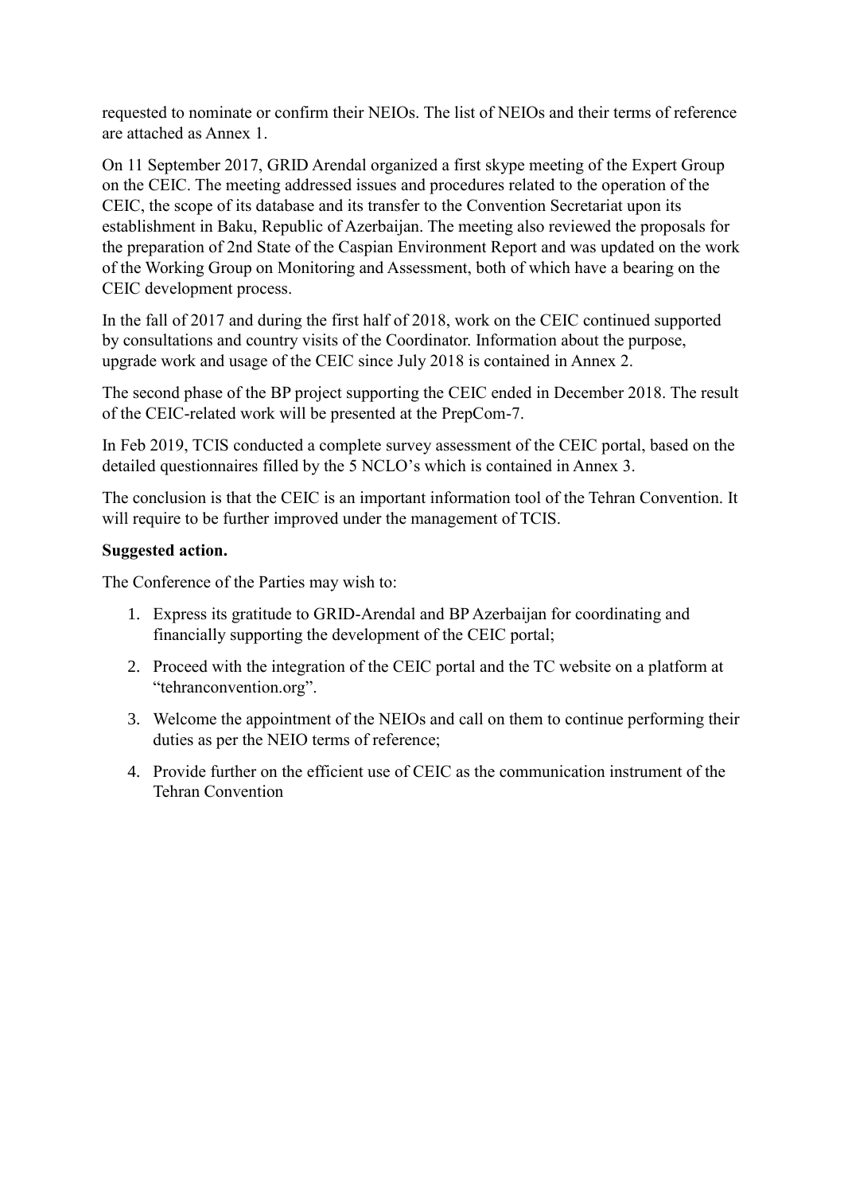requested to nominate or confirm their NEIOs. The list of NEIOs and their terms of reference are attached as Annex 1.

On 11 September 2017, GRID Arendal organized a first skype meeting of the Expert Group on the CEIC. The meeting addressed issues and procedures related to the operation of the CEIC, the scope of its database and its transfer to the Convention Secretariat upon its establishment in Baku, Republic of Azerbaijan. The meeting also reviewed the proposals for the preparation of 2nd State of the Caspian Environment Report and was updated on the work of the Working Group on Monitoring and Assessment, both of which have a bearing on the CEIC development process.

In the fall of 2017 and during the first half of 2018, work on the CEIC continued supported by consultations and country visits of the Coordinator. Information about the purpose, upgrade work and usage of the CEIC since July 2018 is contained in Annex 2.

The second phase of the BP project supporting the CEIC ended in December 2018. The result of the CEIC-related work will be presented at the PrepCom-7.

In Feb 2019, TCIS conducted a complete survey assessment of the CEIC portal, based on the detailed questionnaires filled by the 5 NCLO's which is contained in Annex 3.

The conclusion is that the CEIC is an important information tool of the Tehran Convention. It will require to be further improved under the management of TCIS.

**Suggested action.**

The Conference of the Parties may wish to:

1. Express its gratitude to GRID-Arendal and BP Azerbaijan for coordinating and financially supporting the development of the CEIC portal;
2. Proceed with the integration of the CEIC portal and the TC website on a platform at "tehranconvention.org".
3. Welcome the appointment of the NEIOs and call on them to continue performing their duties as per the NEIO terms of reference;
4. Provide further on the efficient use of CEIC as the communication instrument of the Tehran Convention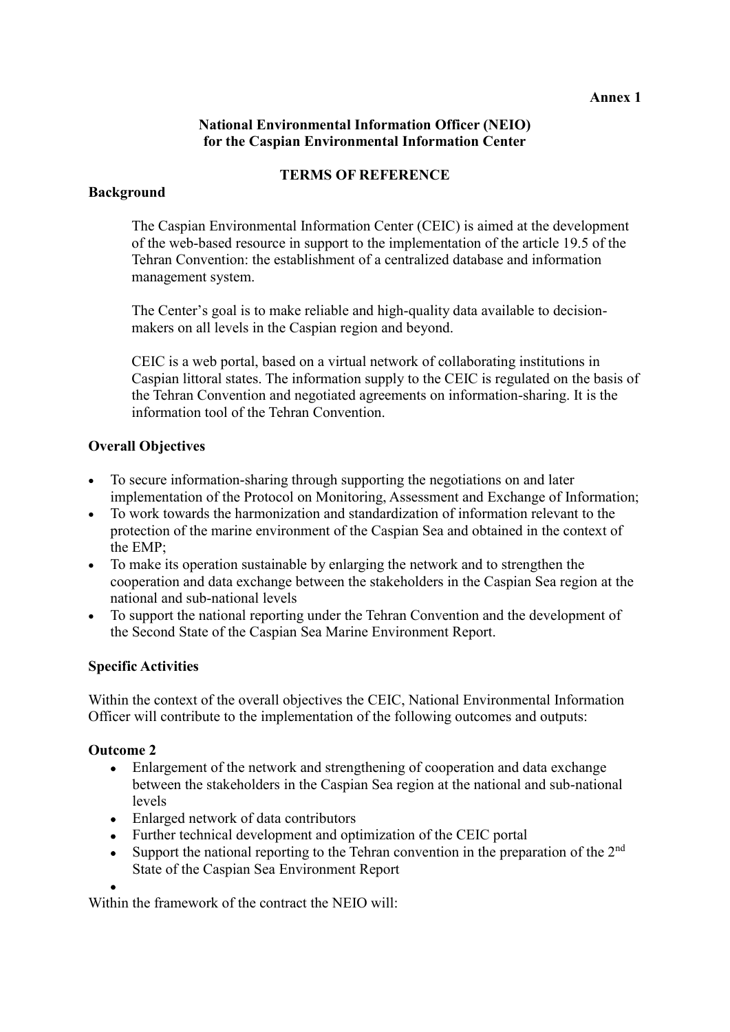**Annex 1**

**National Environmental Information Officer (NEIO)**
**for the Caspian Environmental Information Center**

**TERMS OF REFERENCE**

**Background**

The Caspian Environmental Information Center (CEIC) is aimed at the development of the web-based resource in support to the implementation of the article 19.5 of the Tehran Convention: the establishment of a centralized database and information management system.

The Center's goal is to make reliable and high-quality data available to decision-makers on all levels in the Caspian region and beyond.

CEIC is a web portal, based on a virtual network of collaborating institutions in Caspian littoral states. The information supply to the CEIC is regulated on the basis of the Tehran Convention and negotiated agreements on information-sharing. It is the information tool of the Tehran Convention.

**Overall Objectives**

- To secure information-sharing through supporting the negotiations on and later implementation of the Protocol on Monitoring, Assessment and Exchange of Information;
- To work towards the harmonization and standardization of information relevant to the protection of the marine environment of the Caspian Sea and obtained in the context of the EMP;
- To make its operation sustainable by enlarging the network and to strengthen the cooperation and data exchange between the stakeholders in the Caspian Sea region at the national and sub-national levels
- To support the national reporting under the Tehran Convention and the development of the Second State of the Caspian Sea Marine Environment Report.

**Specific Activities**

Within the context of the overall objectives the CEIC, National Environmental Information Officer will contribute to the implementation of the following outcomes and outputs:

**Outcome 2**

- Enlargement of the network and strengthening of cooperation and data exchange between the stakeholders in the Caspian Sea region at the national and sub-national levels
- Enlarged network of data contributors
- Further technical development and optimization of the CEIC portal
- Support the national reporting to the Tehran convention in the preparation of the 2nd State of the Caspian Sea Environment Report

Within the framework of the contract the NEIO will: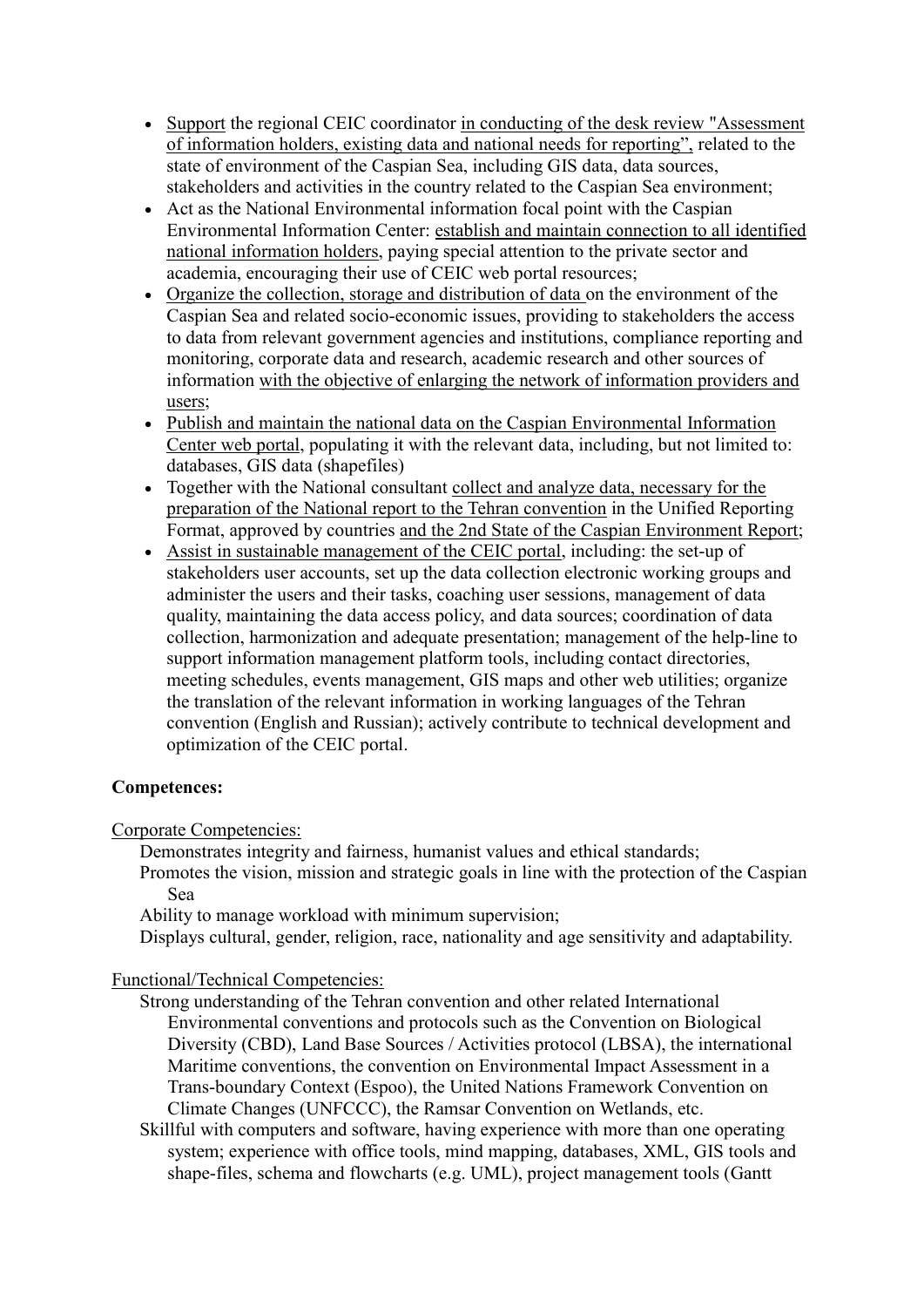- Support the regional CEIC coordinator in conducting of the desk review "Assessment of information holders, existing data and national needs for reporting", related to the state of environment of the Caspian Sea, including GIS data, data sources, stakeholders and activities in the country related to the Caspian Sea environment;
- Act as the National Environmental information focal point with the Caspian Environmental Information Center: establish and maintain connection to all identified national information holders, paying special attention to the private sector and academia, encouraging their use of CEIC web portal resources;
- Organize the collection, storage and distribution of data on the environment of the Caspian Sea and related socio-economic issues, providing to stakeholders the access to data from relevant government agencies and institutions, compliance reporting and monitoring, corporate data and research, academic research and other sources of information with the objective of enlarging the network of information providers and users;
- Publish and maintain the national data on the Caspian Environmental Information Center web portal, populating it with the relevant data, including, but not limited to: databases, GIS data (shapefiles)
- Together with the National consultant collect and analyze data, necessary for the preparation of the National report to the Tehran convention in the Unified Reporting Format, approved by countries and the 2nd State of the Caspian Environment Report;
- Assist in sustainable management of the CEIC portal, including: the set-up of stakeholders user accounts, set up the data collection electronic working groups and administer the users and their tasks, coaching user sessions, management of data quality, maintaining the data access policy, and data sources; coordination of data collection, harmonization and adequate presentation; management of the help-line to support information management platform tools, including contact directories, meeting schedules, events management, GIS maps and other web utilities; organize the translation of the relevant information in working languages of the Tehran convention (English and Russian); actively contribute to technical development and optimization of the CEIC portal.

**Competences:**

Corporate Competencies:

Demonstrates integrity and fairness, humanist values and ethical standards;
Promotes the vision, mission and strategic goals in line with the protection of the Caspian Sea
Ability to manage workload with minimum supervision;
Displays cultural, gender, religion, race, nationality and age sensitivity and adaptability.

Functional/Technical Competencies:

Strong understanding of the Tehran convention and other related International Environmental conventions and protocols such as the Convention on Biological Diversity (CBD), Land Base Sources / Activities protocol (LBSA), the international Maritime conventions, the convention on Environmental Impact Assessment in a Trans-boundary Context (Espoo), the United Nations Framework Convention on Climate Changes (UNFCCC), the Ramsar Convention on Wetlands, etc.
Skillful with computers and software, having experience with more than one operating system; experience with office tools, mind mapping, databases, XML, GIS tools and shape-files, schema and flowcharts (e.g. UML), project management tools (Gantt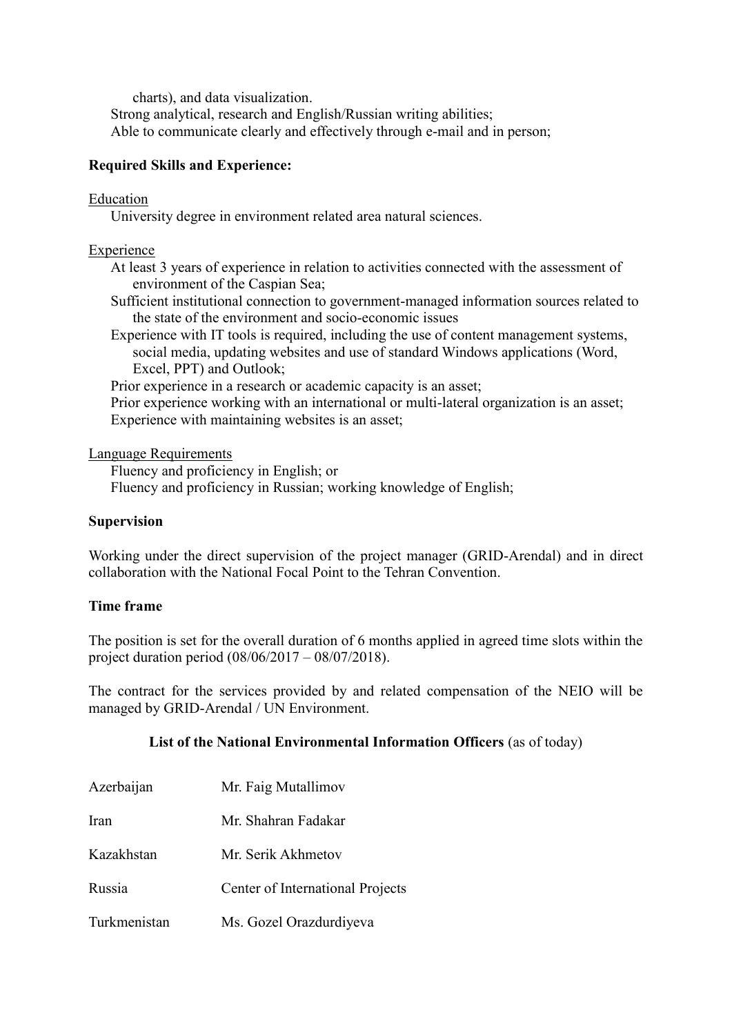charts), and data visualization.
- Strong analytical, research and English/Russian writing abilities;
- Able to communicate clearly and effectively through e-mail and in person;

**Required Skills and Experience:**

Education

- University degree in environment related area natural sciences.

Experience

- At least 3 years of experience in relation to activities connected with the assessment of environment of the Caspian Sea;
- Sufficient institutional connection to government-managed information sources related to the state of the environment and socio-economic issues
- Experience with IT tools is required, including the use of content management systems, social media, updating websites and use of standard Windows applications (Word, Excel, PPT) and Outlook;
- Prior experience in a research or academic capacity is an asset;
- Prior experience working with an international or multi-lateral organization is an asset;
- Experience with maintaining websites is an asset;

Language Requirements

- Fluency and proficiency in English; or
- Fluency and proficiency in Russian; working knowledge of English;

**Supervision**

Working under the direct supervision of the project manager (GRID-Arendal) and in direct collaboration with the National Focal Point to the Tehran Convention.

**Time frame**

The position is set for the overall duration of 6 months applied in agreed time slots within the project duration period (08/06/2017 – 08/07/2018).

The contract for the services provided by and related compensation of the NEIO will be managed by GRID-Arendal / UN Environment.

**List of the National Environmental Information Officers** (as of today)

| | |
|---|---|
| Azerbaijan | Mr. Faig Mutallimov |
| Iran | Mr. Shahran Fadakar |
| Kazakhstan | Mr. Serik Akhmetov |
| Russia | Center of International Projects |
| Turkmenistan | Ms. Gozel Orazdurdiyeva |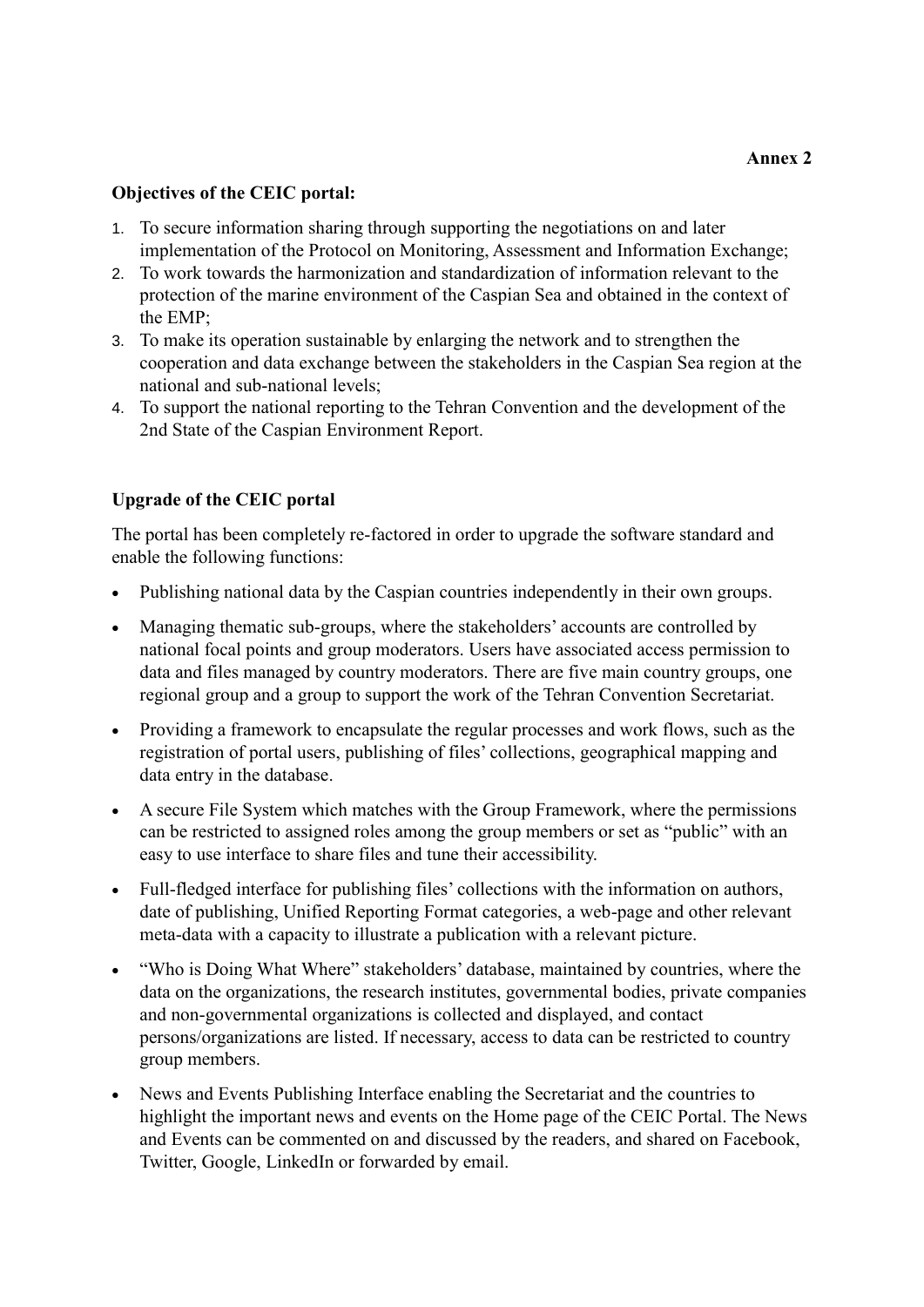**Annex 2**

**Objectives of the CEIC portal:**

1. To secure information sharing through supporting the negotiations on and later implementation of the Protocol on Monitoring, Assessment and Information Exchange;
2. To work towards the harmonization and standardization of information relevant to the protection of the marine environment of the Caspian Sea and obtained in the context of the EMP;
3. To make its operation sustainable by enlarging the network and to strengthen the cooperation and data exchange between the stakeholders in the Caspian Sea region at the national and sub-national levels;
4. To support the national reporting to the Tehran Convention and the development of the 2nd State of the Caspian Environment Report.

**Upgrade of the CEIC portal**

The portal has been completely re-factored in order to upgrade the software standard and enable the following functions:

- Publishing national data by the Caspian countries independently in their own groups.
- Managing thematic sub-groups, where the stakeholders' accounts are controlled by national focal points and group moderators. Users have associated access permission to data and files managed by country moderators. There are five main country groups, one regional group and a group to support the work of the Tehran Convention Secretariat.
- Providing a framework to encapsulate the regular processes and work flows, such as the registration of portal users, publishing of files' collections, geographical mapping and data entry in the database.
- A secure File System which matches with the Group Framework, where the permissions can be restricted to assigned roles among the group members or set as "public" with an easy to use interface to share files and tune their accessibility.
- Full-fledged interface for publishing files' collections with the information on authors, date of publishing, Unified Reporting Format categories, a web-page and other relevant meta-data with a capacity to illustrate a publication with a relevant picture.
- "Who is Doing What Where" stakeholders' database, maintained by countries, where the data on the organizations, the research institutes, governmental bodies, private companies and non-governmental organizations is collected and displayed, and contact persons/organizations are listed. If necessary, access to data can be restricted to country group members.
- News and Events Publishing Interface enabling the Secretariat and the countries to highlight the important news and events on the Home page of the CEIC Portal. The News and Events can be commented on and discussed by the readers, and shared on Facebook, Twitter, Google, LinkedIn or forwarded by email.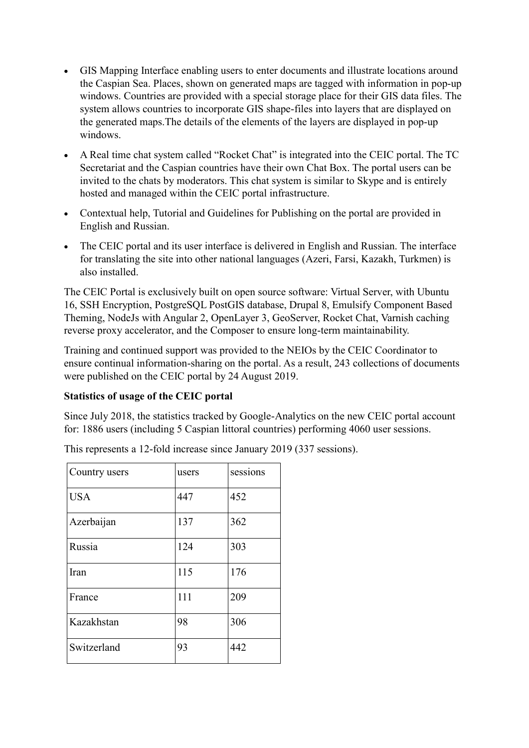- GIS Mapping Interface enabling users to enter documents and illustrate locations around the Caspian Sea. Places, shown on generated maps are tagged with information in pop-up windows. Countries are provided with a special storage place for their GIS data files. The system allows countries to incorporate GIS shape-files into layers that are displayed on the generated maps.The details of the elements of the layers are displayed in pop-up windows.
- A Real time chat system called "Rocket Chat" is integrated into the CEIC portal. The TC Secretariat and the Caspian countries have their own Chat Box. The portal users can be invited to the chats by moderators. This chat system is similar to Skype and is entirely hosted and managed within the CEIC portal infrastructure.
- Contextual help, Tutorial and Guidelines for Publishing on the portal are provided in English and Russian.
- The CEIC portal and its user interface is delivered in English and Russian. The interface for translating the site into other national languages (Azeri, Farsi, Kazakh, Turkmen) is also installed.

The CEIC Portal is exclusively built on open source software: Virtual Server, with Ubuntu 16, SSH Encryption, PostgreSQL PostGIS database, Drupal 8, Emulsify Component Based Theming, NodeJs with Angular 2, OpenLayer 3, GeoServer, Rocket Chat, Varnish caching reverse proxy accelerator, and the Composer to ensure long-term maintainability.

Training and continued support was provided to the NEIOs by the CEIC Coordinator to ensure continual information-sharing on the portal. As a result, 243 collections of documents were published on the CEIC portal by 24 August 2019.

**Statistics of usage of the CEIC portal**

Since July 2018, the statistics tracked by Google-Analytics on the new CEIC portal account for: 1886 users (including 5 Caspian littoral countries) performing 4060 user sessions.

This represents a 12-fold increase since January 2019 (337 sessions).

| Country users | users | sessions |
|---|---|---|
| USA | 447 | 452 |
| Azerbaijan | 137 | 362 |
| Russia | 124 | 303 |
| Iran | 115 | 176 |
| France | 111 | 209 |
| Kazakhstan | 98 | 306 |
| Switzerland | 93 | 442 |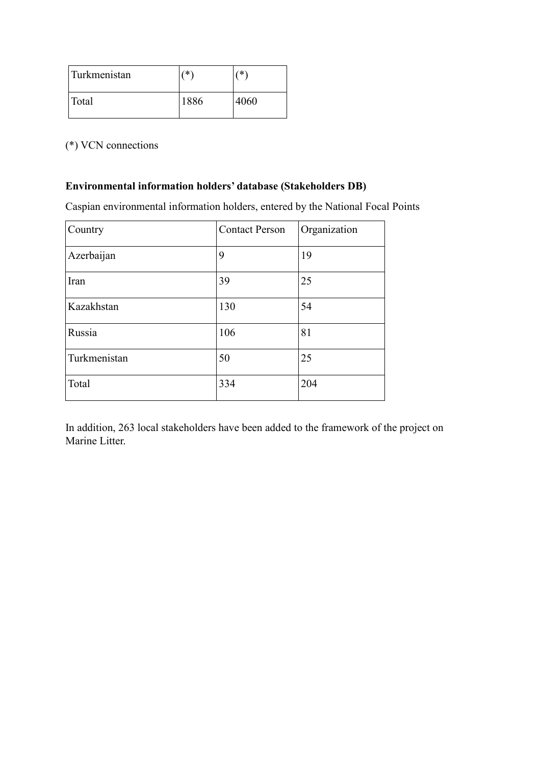| Turkmenistan | (*) | (*) |
|---|---|---|
| Total | 1886 | 4060 |

(*) VCN connections

**Environmental information holders' database (Stakeholders DB)**

Caspian environmental information holders, entered by the National Focal Points

| Country | Contact Person | Organization |
|---|---|---|
| Azerbaijan | 9 | 19 |
| Iran | 39 | 25 |
| Kazakhstan | 130 | 54 |
| Russia | 106 | 81 |
| Turkmenistan | 50 | 25 |
| Total | 334 | 204 |

In addition, 263 local stakeholders have been added to the framework of the project on Marine Litter.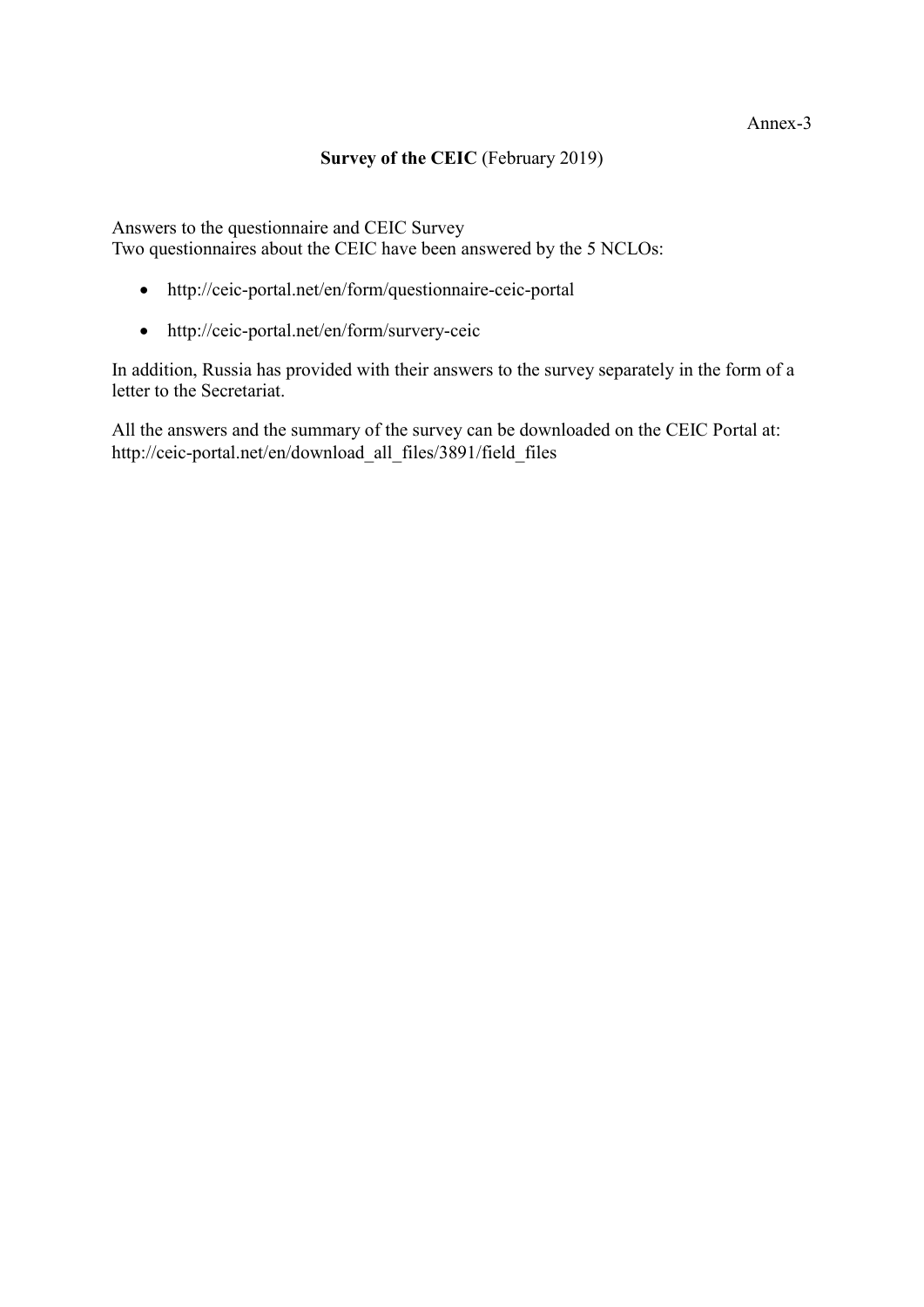Annex-3

**Survey of the CEIC** (February 2019)

Answers to the questionnaire and CEIC Survey
Two questionnaires about the CEIC have been answered by the 5 NCLOs:

- http://ceic-portal.net/en/form/questionnaire-ceic-portal
- http://ceic-portal.net/en/form/survery-ceic

In addition, Russia has provided with their answers to the survey separately in the form of a letter to the Secretariat.

All the answers and the summary of the survey can be downloaded on the CEIC Portal at: http://ceic-portal.net/en/download_all_files/3891/field_files